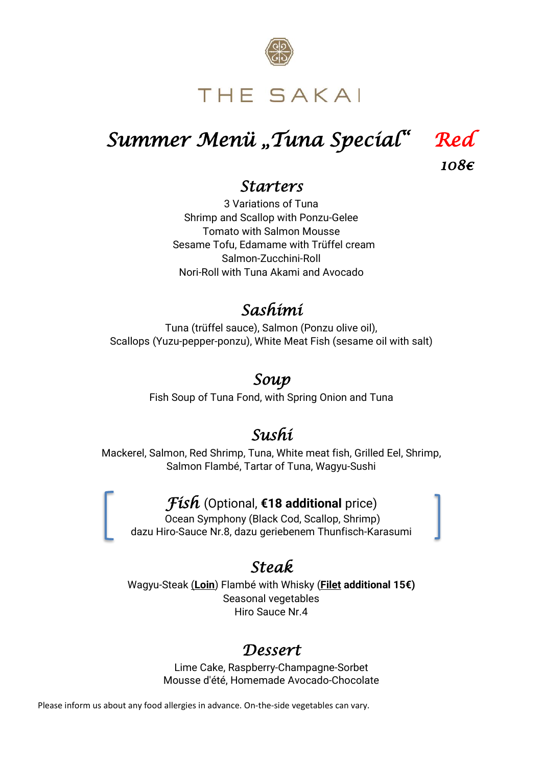# THE SAKAI

# *Summer Menü „Tuna Special“* *Red*

***108€***

## *Starters*

3 Variations of Tuna
Shrimp and Scallop with Ponzu-Gelee
Tomato with Salmon Mousse
Sesame Tofu, Edamame with Trüffel cream
Salmon-Zucchini-Roll
Nori-Roll with Tuna Akami and Avocado

## *Sashimi*

Tuna (trüffel sauce), Salmon (Ponzu olive oil),
Scallops (Yuzu-pepper-ponzu), White Meat Fish (sesame oil with salt)

## *Soup*

Fish Soup of Tuna Fond, with Spring Onion and Tuna

## *Sushi*

Mackerel, Salmon, Red Shrimp, Tuna, White meat fish, Grilled Eel, Shrimp,
Salmon Flambé, Tartar of Tuna, Wagyu-Sushi

[

## *Fish* (Optional, **€18 additional** price)

Ocean Symphony (Black Cod, Scallop, Shrimp)
dazu Hiro-Sauce Nr.8, dazu geriebenem Thunfisch-Karasumi

]

## *Steak*

Wagyu-Steak (**<u>Loin</u>**) Flambé with Whisky (**<u>Filet</u> additional 15€)**
Seasonal vegetables
Hiro Sauce Nr.4

## *Dessert*

Lime Cake, Raspberry-Champagne-Sorbet
Mousse d'été, Homemade Avocado-Chocolate

Please inform us about any food allergies in advance. On-the-side vegetables can vary.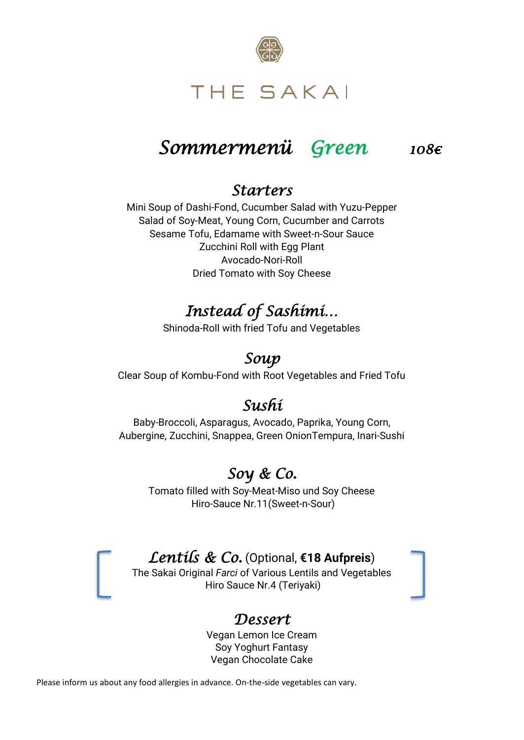# THE SAKAI

## Sommermenü Green 108€

### Starters

Mini Soup of Dashi-Fond, Cucumber Salad with Yuzu-Pepper
Salad of Soy-Meat, Young Corn, Cucumber and Carrots
Sesame Tofu, Edamame with Sweet-n-Sour Sauce
Zucchini Roll with Egg Plant
Avocado-Nori-Roll
Dried Tomato with Soy Cheese

### Instead of Sashimi...

Shinoda-Roll with fried Tofu and Vegetables

### Soup

Clear Soup of Kombu-Fond with Root Vegetables and Fried Tofu

### Sushi

Baby-Broccoli, Asparagus, Avocado, Paprika, Young Corn,
Aubergine, Zucchini, Snappea, Green OnionTempura, Inari-Sushi

### Soy & Co.

Tomato filled with Soy-Meat-Miso und Soy Cheese
Hiro-Sauce Nr.11(Sweet-n-Sour)

### Lentils & Co. (Optional, **€18 Aufpreis**)

The Sakai Original *Farci* of Various Lentils and Vegetables
Hiro Sauce Nr.4 (Teriyaki)

### Dessert

Vegan Lemon Ice Cream
Soy Yoghurt Fantasy
Vegan Chocolate Cake

Please inform us about any food allergies in advance. On-the-side vegetables can vary.